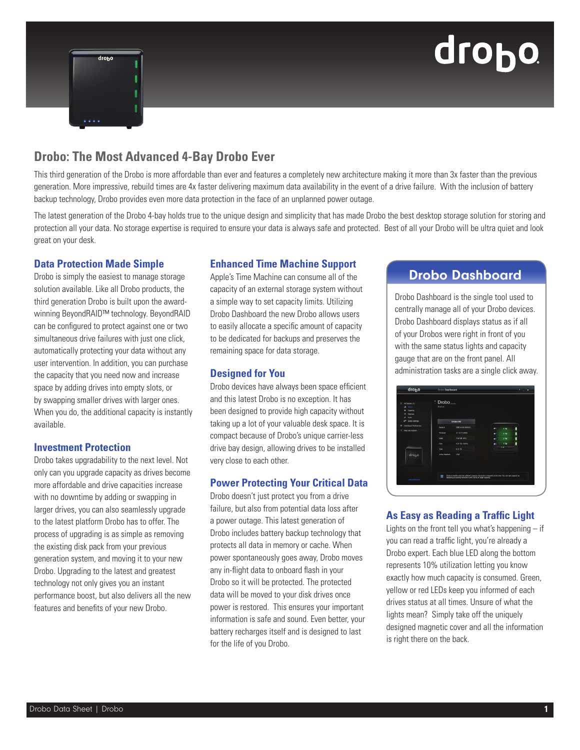# Drobo: The Most Advanced 4-Bay Drobo Ever

This third generation of the Drobo is more affordable than ever and features a completely new architecture making it more than 3x faster than the previous generation. More impressive, rebuild times are 4x faster delivering maximum data availability in the event of a drive failure. With the inclusion of battery backup technology, Drobo provides even more data protection in the face of an unplanned power outage.

The latest generation of the Drobo 4-bay holds true to the unique design and simplicity that has made Drobo the best desktop storage solution for storing and protection all your data. No storage expertise is required to ensure your data is always safe and protected. Best of all your Drobo will be ultra quiet and look great on your desk.

## Data Protection Made Simple

Drobo is simply the easiest to manage storage solution available. Like all Drobo products, the third generation Drobo is built upon the award-winning BeyondRAID™ technology. BeyondRAID can be configured to protect against one or two simultaneous drive failures with just one click, automatically protecting your data without any user intervention. In addition, you can purchase the capacity that you need now and increase space by adding drives into empty slots, or by swapping smaller drives with larger ones. When you do, the additional capacity is instantly available.

## Investment Protection

Drobo takes upgradability to the next level. Not only can you upgrade capacity as drives become more affordable and drive capacities increase with no downtime by adding or swapping in larger drives, you can also seamlessly upgrade to the latest platform Drobo has to offer. The process of upgrading is as simple as removing the existing disk pack from your previous generation system, and moving it to your new Drobo. Upgrading to the latest and greatest technology not only gives you an instant performance boost, but also delivers all the new features and benefits of your new Drobo.

## Enhanced Time Machine Support

Apple's Time Machine can consume all of the capacity of an external storage system without a simple way to set capacity limits. Utilizing Drobo Dashboard the new Drobo allows users to easily allocate a specific amount of capacity to be dedicated for backups and preserves the remaining space for data storage.

## Designed for You

Drobo devices have always been space efficient and this latest Drobo is no exception. It has been designed to provide high capacity without taking up a lot of your valuable desk space. It is compact because of Drobo's unique carrier-less drive bay design, allowing drives to be installed very close to each other.

## Power Protecting Your Critical Data

Drobo doesn't just protect you from a drive failure, but also from potential data loss after a power outage. This latest generation of Drobo includes battery backup technology that protects all data in memory or cache. When power spontaneously goes away, Drobo moves any in-flight data to onboard flash in your Drobo so it will be protected. The protected data will be moved to your disk drives once power is restored. This ensures your important information is safe and sound. Even better, your battery recharges itself and is designed to last for the life of you Drobo.

## Drobo Dashboard

Drobo Dashboard is the single tool used to centrally manage all of your Drobo devices. Drobo Dashboard displays status as if all of your Drobos were right in front of you with the same status lights and capacity gauge that are on the front panel. All administration tasks are a single click away.

## As Easy as Reading a Traffic Light

Lights on the front tell you what's happening – if you can read a traffic light, you're already a Drobo expert. Each blue LED along the bottom represents 10% utilization letting you know exactly how much capacity is consumed. Green, yellow or red LEDs keep you informed of each drives status at all times. Unsure of what the lights mean? Simply take off the uniquely designed magnetic cover and all the information is right there on the back.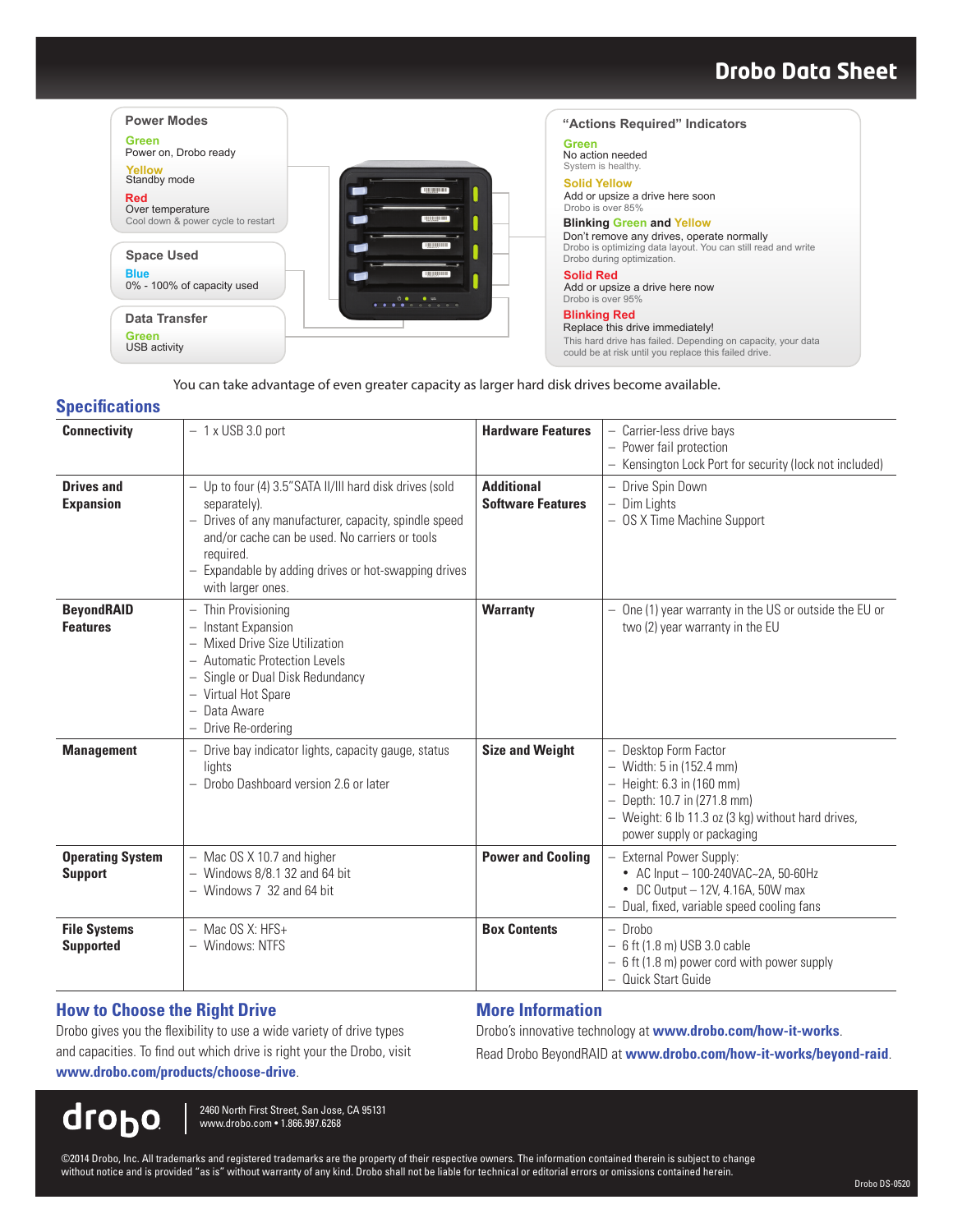# Drobo Data Sheet

### Power Modes

**Green**
Power on, Drobo ready

**Yellow**
Standby mode

**Red**
Over temperature
Cool down & power cycle to restart

### Space Used

**Blue**
0% - 100% of capacity used

### Data Transfer

**Green**
USB activity

### "Actions Required" Indicators

**Green**
No action needed
System is healthy.

**Solid Yellow**
Add or upsize a drive here soon
Drobo is over 85%

**Blinking Green and Yellow**
Don't remove any drives, operate normally
Drobo is optimizing data layout. You can still read and write Drobo during optimization.

**Solid Red**
Add or upsize a drive here now
Drobo is over 95%

**Blinking Red**
Replace this drive immediately!
This hard drive has failed. Depending on capacity, your data could be at risk until you replace this failed drive.

You can take advantage of even greater capacity as larger hard disk drives become available.

## Specifications

| | | | |
|---|---|---|---|
| **Connectivity** | – 1 x USB 3.0 port | **Hardware Features** | – Carrier-less drive bays<br>– Power fail protection<br>– Kensington Lock Port for security (lock not included) |
| **Drives and Expansion** | – Up to four (4) 3.5"SATA II/III hard disk drives (sold separately).<br>– Drives of any manufacturer, capacity, spindle speed and/or cache can be used. No carriers or tools required.<br>– Expandable by adding drives or hot-swapping drives with larger ones. | **Additional Software Features** | – Drive Spin Down<br>– Dim Lights<br>– OS X Time Machine Support |
| **BeyondRAID Features** | – Thin Provisioning<br>– Instant Expansion<br>– Mixed Drive Size Utilization<br>– Automatic Protection Levels<br>– Single or Dual Disk Redundancy<br>– Virtual Hot Spare<br>– Data Aware<br>– Drive Re-ordering | **Warranty** | – One (1) year warranty in the US or outside the EU or two (2) year warranty in the EU |
| **Management** | – Drive bay indicator lights, capacity gauge, status lights<br>– Drobo Dashboard version 2.6 or later | **Size and Weight** | – Desktop Form Factor<br>– Width: 5 in (152.4 mm)<br>– Height: 6.3 in (160 mm)<br>– Depth: 10.7 in (271.8 mm)<br>– Weight: 6 lb 11.3 oz (3 kg) without hard drives, power supply or packaging |
| **Operating System Support** | – Mac OS X 10.7 and higher<br>– Windows 8/8.1 32 and 64 bit<br>– Windows 7 32 and 64 bit | **Power and Cooling** | – External Power Supply:<br>• AC Input – 100-240VAC~2A, 50-60Hz<br>• DC Output – 12V, 4.16A, 50W max<br>– Dual, fixed, variable speed cooling fans |
| **File Systems Supported** | – Mac OS X: HFS+<br>– Windows: NTFS | **Box Contents** | – Drobo<br>– 6 ft (1.8 m) USB 3.0 cable<br>– 6 ft (1.8 m) power cord with power supply<br>– Quick Start Guide |

## How to Choose the Right Drive

Drobo gives you the flexibility to use a wide variety of drive types and capacities. To find out which drive is right your the Drobo, visit **www.drobo.com/products/choose-drive**.

## More Information

Drobo's innovative technology at **www.drobo.com/how-it-works**.

Read Drobo BeyondRAID at **www.drobo.com/how-it-works/beyond-raid**.

drobo

2460 North First Street, San Jose, CA 95131
www.drobo.com • 1.866.997.6268

©2014 Drobo, Inc. All trademarks and registered trademarks are the property of their respective owners. The information contained therein is subject to change without notice and is provided "as is" without warranty of any kind. Drobo shall not be liable for technical or editorial errors or omissions contained herein.

Drobo DS-0520